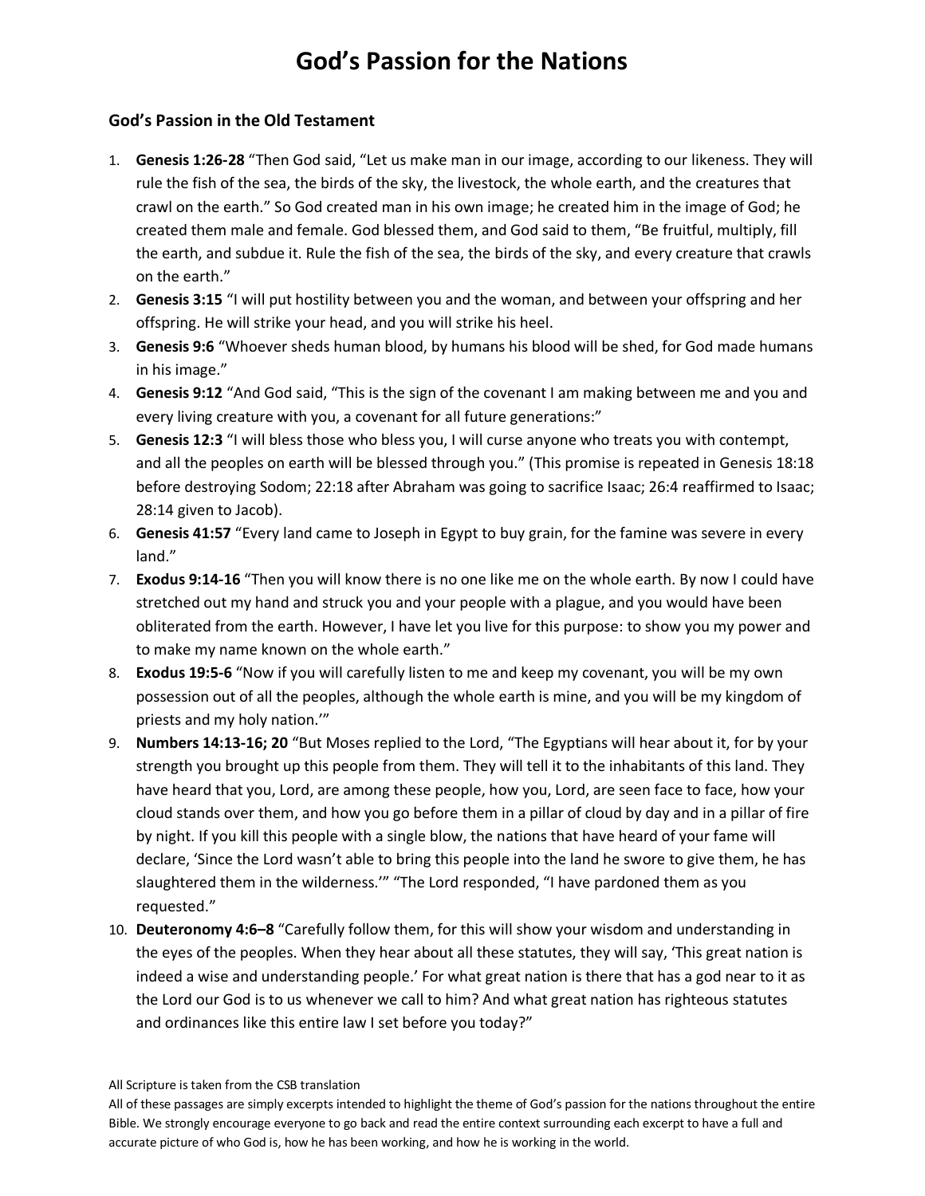# God's Passion for the Nations

## God's Passion in the Old Testament

1. **Genesis 1:26-28** "Then God said, "Let us make man in our image, according to our likeness. They will rule the fish of the sea, the birds of the sky, the livestock, the whole earth, and the creatures that crawl on the earth." So God created man in his own image; he created him in the image of God; he created them male and female. God blessed them, and God said to them, "Be fruitful, multiply, fill the earth, and subdue it. Rule the fish of the sea, the birds of the sky, and every creature that crawls on the earth."
2. **Genesis 3:15** "I will put hostility between you and the woman, and between your offspring and her offspring. He will strike your head, and you will strike his heel.
3. **Genesis 9:6** "Whoever sheds human blood, by humans his blood will be shed, for God made humans in his image."
4. **Genesis 9:12** "And God said, "This is the sign of the covenant I am making between me and you and every living creature with you, a covenant for all future generations:"
5. **Genesis 12:3** "I will bless those who bless you, I will curse anyone who treats you with contempt, and all the peoples on earth will be blessed through you." (This promise is repeated in Genesis 18:18 before destroying Sodom; 22:18 after Abraham was going to sacrifice Isaac; 26:4 reaffirmed to Isaac; 28:14 given to Jacob).
6. **Genesis 41:57** "Every land came to Joseph in Egypt to buy grain, for the famine was severe in every land."
7. **Exodus 9:14-16** "Then you will know there is no one like me on the whole earth. By now I could have stretched out my hand and struck you and your people with a plague, and you would have been obliterated from the earth. However, I have let you live for this purpose: to show you my power and to make my name known on the whole earth."
8. **Exodus 19:5-6** "Now if you will carefully listen to me and keep my covenant, you will be my own possession out of all the peoples, although the whole earth is mine, and you will be my kingdom of priests and my holy nation.'"
9. **Numbers 14:13-16; 20** "But Moses replied to the Lord, "The Egyptians will hear about it, for by your strength you brought up this people from them. They will tell it to the inhabitants of this land. They have heard that you, Lord, are among these people, how you, Lord, are seen face to face, how your cloud stands over them, and how you go before them in a pillar of cloud by day and in a pillar of fire by night. If you kill this people with a single blow, the nations that have heard of your fame will declare, 'Since the Lord wasn't able to bring this people into the land he swore to give them, he has slaughtered them in the wilderness.'" "The Lord responded, "I have pardoned them as you requested."
10. **Deuteronomy 4:6–8** "Carefully follow them, for this will show your wisdom and understanding in the eyes of the peoples. When they hear about all these statutes, they will say, 'This great nation is indeed a wise and understanding people.' For what great nation is there that has a god near to it as the Lord our God is to us whenever we call to him? And what great nation has righteous statutes and ordinances like this entire law I set before you today?"

All Scripture is taken from the CSB translation

All of these passages are simply excerpts intended to highlight the theme of God's passion for the nations throughout the entire Bible. We strongly encourage everyone to go back and read the entire context surrounding each excerpt to have a full and accurate picture of who God is, how he has been working, and how he is working in the world.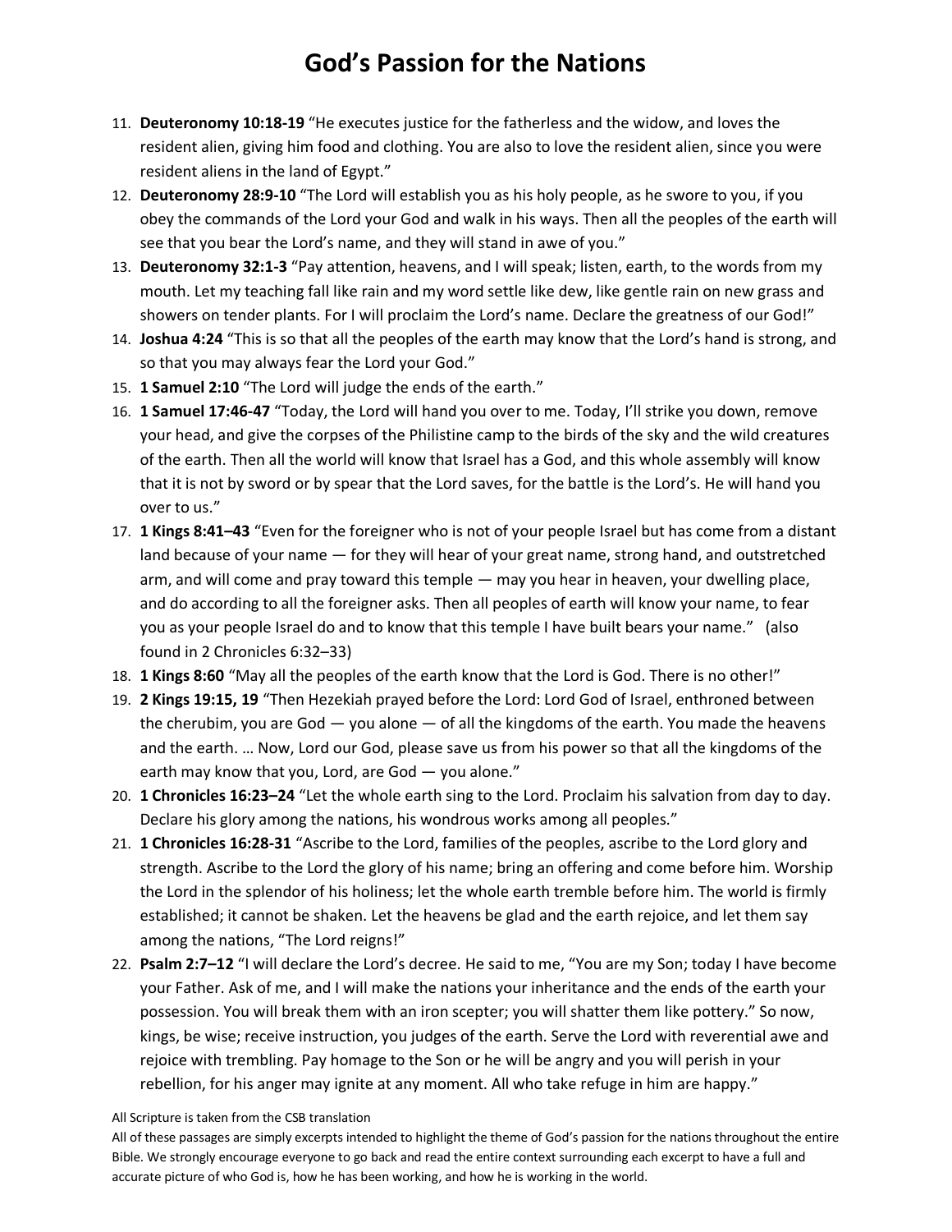# God's Passion for the Nations

11. **Deuteronomy 10:18-19** "He executes justice for the fatherless and the widow, and loves the resident alien, giving him food and clothing. You are also to love the resident alien, since you were resident aliens in the land of Egypt."
12. **Deuteronomy 28:9-10** "The Lord will establish you as his holy people, as he swore to you, if you obey the commands of the Lord your God and walk in his ways. Then all the peoples of the earth will see that you bear the Lord's name, and they will stand in awe of you."
13. **Deuteronomy 32:1-3** "Pay attention, heavens, and I will speak; listen, earth, to the words from my mouth. Let my teaching fall like rain and my word settle like dew, like gentle rain on new grass and showers on tender plants. For I will proclaim the Lord's name. Declare the greatness of our God!"
14. **Joshua 4:24** "This is so that all the peoples of the earth may know that the Lord's hand is strong, and so that you may always fear the Lord your God."
15. **1 Samuel 2:10** "The Lord will judge the ends of the earth."
16. **1 Samuel 17:46-47** "Today, the Lord will hand you over to me. Today, I'll strike you down, remove your head, and give the corpses of the Philistine camp to the birds of the sky and the wild creatures of the earth. Then all the world will know that Israel has a God, and this whole assembly will know that it is not by sword or by spear that the Lord saves, for the battle is the Lord's. He will hand you over to us."
17. **1 Kings 8:41–43** "Even for the foreigner who is not of your people Israel but has come from a distant land because of your name — for they will hear of your great name, strong hand, and outstretched arm, and will come and pray toward this temple — may you hear in heaven, your dwelling place, and do according to all the foreigner asks. Then all peoples of earth will know your name, to fear you as your people Israel do and to know that this temple I have built bears your name." (also found in 2 Chronicles 6:32–33)
18. **1 Kings 8:60** "May all the peoples of the earth know that the Lord is God. There is no other!"
19. **2 Kings 19:15, 19** "Then Hezekiah prayed before the Lord: Lord God of Israel, enthroned between the cherubim, you are God — you alone — of all the kingdoms of the earth. You made the heavens and the earth. … Now, Lord our God, please save us from his power so that all the kingdoms of the earth may know that you, Lord, are God — you alone."
20. **1 Chronicles 16:23–24** "Let the whole earth sing to the Lord. Proclaim his salvation from day to day. Declare his glory among the nations, his wondrous works among all peoples."
21. **1 Chronicles 16:28-31** "Ascribe to the Lord, families of the peoples, ascribe to the Lord glory and strength. Ascribe to the Lord the glory of his name; bring an offering and come before him. Worship the Lord in the splendor of his holiness; let the whole earth tremble before him. The world is firmly established; it cannot be shaken. Let the heavens be glad and the earth rejoice, and let them say among the nations, "The Lord reigns!"
22. **Psalm 2:7–12** "I will declare the Lord's decree. He said to me, "You are my Son; today I have become your Father. Ask of me, and I will make the nations your inheritance and the ends of the earth your possession. You will break them with an iron scepter; you will shatter them like pottery." So now, kings, be wise; receive instruction, you judges of the earth. Serve the Lord with reverential awe and rejoice with trembling. Pay homage to the Son or he will be angry and you will perish in your rebellion, for his anger may ignite at any moment. All who take refuge in him are happy."

All Scripture is taken from the CSB translation
All of these passages are simply excerpts intended to highlight the theme of God's passion for the nations throughout the entire Bible. We strongly encourage everyone to go back and read the entire context surrounding each excerpt to have a full and accurate picture of who God is, how he has been working, and how he is working in the world.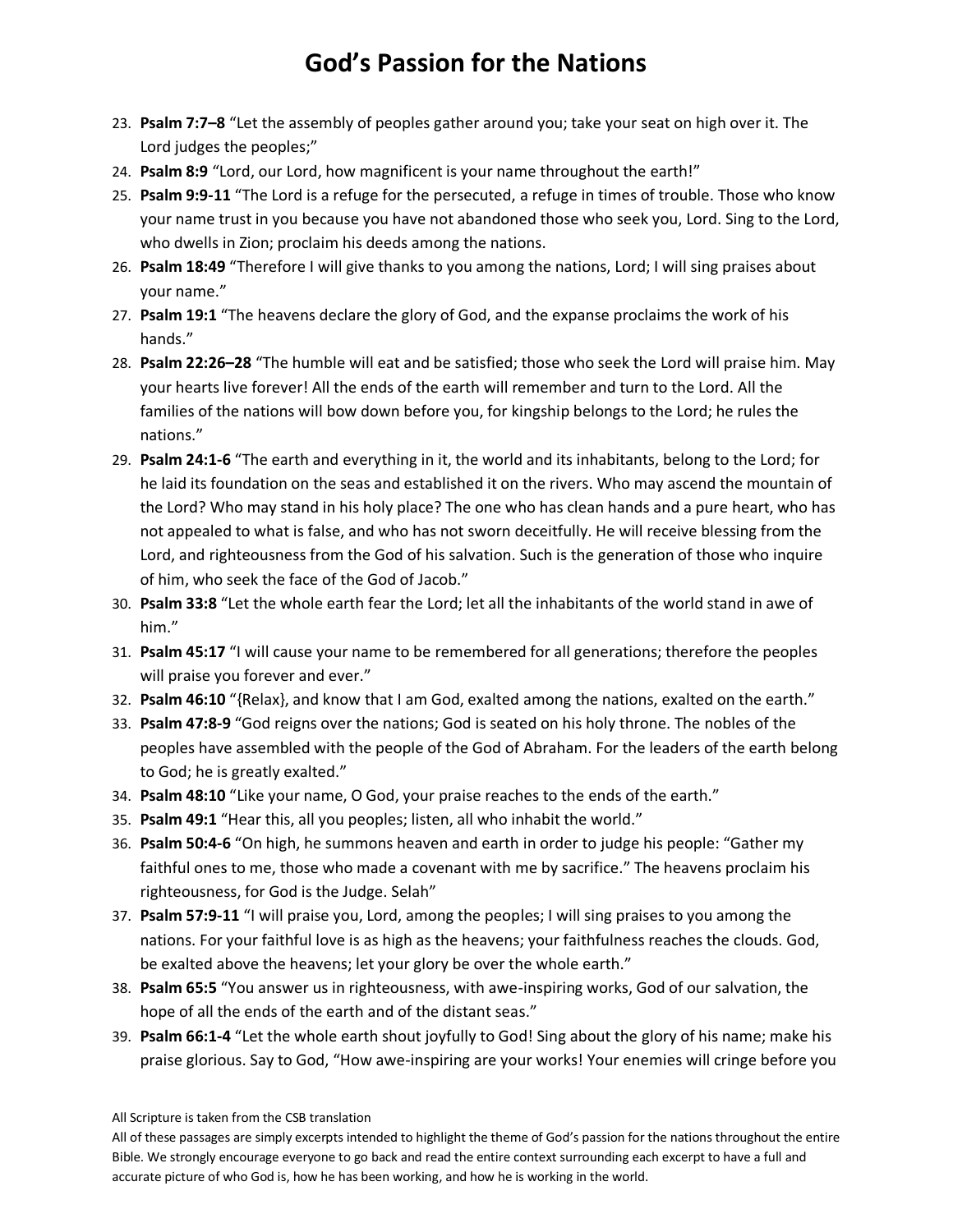# God's Passion for the Nations

23. **Psalm 7:7–8** "Let the assembly of peoples gather around you; take your seat on high over it. The Lord judges the peoples;"
24. **Psalm 8:9** "Lord, our Lord, how magnificent is your name throughout the earth!"
25. **Psalm 9:9-11** "The Lord is a refuge for the persecuted, a refuge in times of trouble. Those who know your name trust in you because you have not abandoned those who seek you, Lord. Sing to the Lord, who dwells in Zion; proclaim his deeds among the nations.
26. **Psalm 18:49** "Therefore I will give thanks to you among the nations, Lord; I will sing praises about your name."
27. **Psalm 19:1** "The heavens declare the glory of God, and the expanse proclaims the work of his hands."
28. **Psalm 22:26–28** "The humble will eat and be satisfied; those who seek the Lord will praise him. May your hearts live forever! All the ends of the earth will remember and turn to the Lord. All the families of the nations will bow down before you, for kingship belongs to the Lord; he rules the nations."
29. **Psalm 24:1-6** "The earth and everything in it, the world and its inhabitants, belong to the Lord; for he laid its foundation on the seas and established it on the rivers. Who may ascend the mountain of the Lord? Who may stand in his holy place? The one who has clean hands and a pure heart, who has not appealed to what is false, and who has not sworn deceitfully. He will receive blessing from the Lord, and righteousness from the God of his salvation. Such is the generation of those who inquire of him, who seek the face of the God of Jacob."
30. **Psalm 33:8** "Let the whole earth fear the Lord; let all the inhabitants of the world stand in awe of him."
31. **Psalm 45:17** "I will cause your name to be remembered for all generations; therefore the peoples will praise you forever and ever."
32. **Psalm 46:10** "{Relax}, and know that I am God, exalted among the nations, exalted on the earth."
33. **Psalm 47:8-9** "God reigns over the nations; God is seated on his holy throne. The nobles of the peoples have assembled with the people of the God of Abraham. For the leaders of the earth belong to God; he is greatly exalted."
34. **Psalm 48:10** "Like your name, O God, your praise reaches to the ends of the earth."
35. **Psalm 49:1** "Hear this, all you peoples; listen, all who inhabit the world."
36. **Psalm 50:4-6** "On high, he summons heaven and earth in order to judge his people: "Gather my faithful ones to me, those who made a covenant with me by sacrifice." The heavens proclaim his righteousness, for God is the Judge. Selah"
37. **Psalm 57:9-11** "I will praise you, Lord, among the peoples; I will sing praises to you among the nations. For your faithful love is as high as the heavens; your faithfulness reaches the clouds. God, be exalted above the heavens; let your glory be over the whole earth."
38. **Psalm 65:5** "You answer us in righteousness, with awe-inspiring works, God of our salvation, the hope of all the ends of the earth and of the distant seas."
39. **Psalm 66:1-4** "Let the whole earth shout joyfully to God! Sing about the glory of his name; make his praise glorious. Say to God, "How awe-inspiring are your works! Your enemies will cringe before you

All Scripture is taken from the CSB translation

All of these passages are simply excerpts intended to highlight the theme of God's passion for the nations throughout the entire Bible. We strongly encourage everyone to go back and read the entire context surrounding each excerpt to have a full and accurate picture of who God is, how he has been working, and how he is working in the world.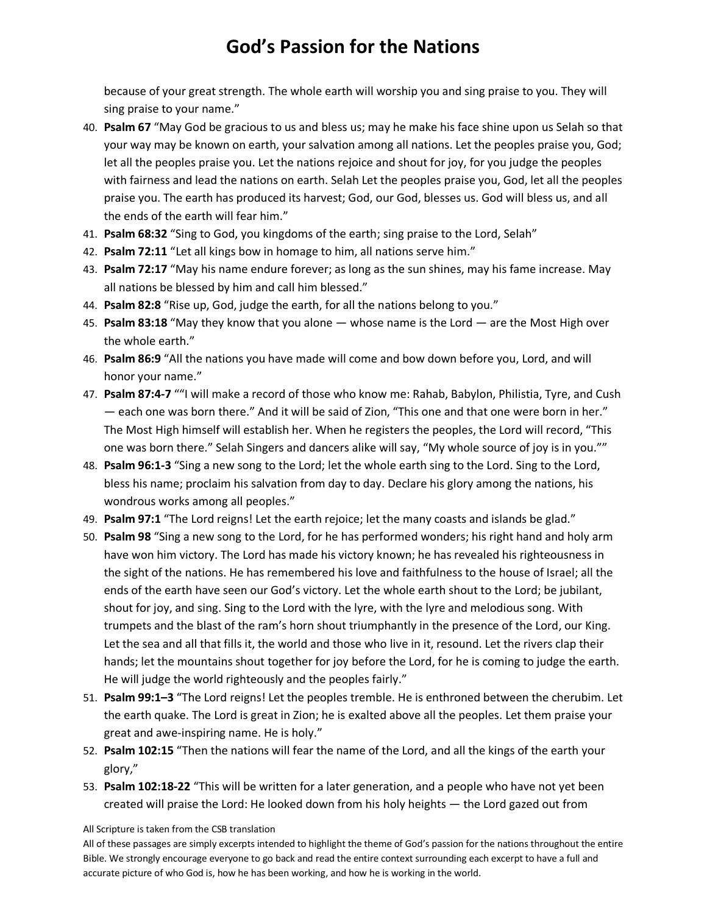because of your great strength. The whole earth will worship you and sing praise to you. They will sing praise to your name."

40. **Psalm 67** "May God be gracious to us and bless us; may he make his face shine upon us Selah so that your way may be known on earth, your salvation among all nations. Let the peoples praise you, God; let all the peoples praise you. Let the nations rejoice and shout for joy, for you judge the peoples with fairness and lead the nations on earth. Selah Let the peoples praise you, God, let all the peoples praise you. The earth has produced its harvest; God, our God, blesses us. God will bless us, and all the ends of the earth will fear him."
41. **Psalm 68:32** "Sing to God, you kingdoms of the earth; sing praise to the Lord, Selah"
42. **Psalm 72:11** "Let all kings bow in homage to him, all nations serve him."
43. **Psalm 72:17** "May his name endure forever; as long as the sun shines, may his fame increase. May all nations be blessed by him and call him blessed."
44. **Psalm 82:8** "Rise up, God, judge the earth, for all the nations belong to you."
45. **Psalm 83:18** "May they know that you alone — whose name is the Lord — are the Most High over the whole earth."
46. **Psalm 86:9** "All the nations you have made will come and bow down before you, Lord, and will honor your name."
47. **Psalm 87:4-7** ""I will make a record of those who know me: Rahab, Babylon, Philistia, Tyre, and Cush — each one was born there." And it will be said of Zion, "This one and that one were born in her." The Most High himself will establish her. When he registers the peoples, the Lord will record, "This one was born there." Selah Singers and dancers alike will say, "My whole source of joy is in you.""
48. **Psalm 96:1-3** "Sing a new song to the Lord; let the whole earth sing to the Lord. Sing to the Lord, bless his name; proclaim his salvation from day to day. Declare his glory among the nations, his wondrous works among all peoples."
49. **Psalm 97:1** "The Lord reigns! Let the earth rejoice; let the many coasts and islands be glad."
50. **Psalm 98** "Sing a new song to the Lord, for he has performed wonders; his right hand and holy arm have won him victory. The Lord has made his victory known; he has revealed his righteousness in the sight of the nations. He has remembered his love and faithfulness to the house of Israel; all the ends of the earth have seen our God's victory. Let the whole earth shout to the Lord; be jubilant, shout for joy, and sing. Sing to the Lord with the lyre, with the lyre and melodious song. With trumpets and the blast of the ram's horn shout triumphantly in the presence of the Lord, our King. Let the sea and all that fills it, the world and those who live in it, resound. Let the rivers clap their hands; let the mountains shout together for joy before the Lord, for he is coming to judge the earth. He will judge the world righteously and the peoples fairly."
51. **Psalm 99:1–3** "The Lord reigns! Let the peoples tremble. He is enthroned between the cherubim. Let the earth quake. The Lord is great in Zion; he is exalted above all the peoples. Let them praise your great and awe-inspiring name. He is holy."
52. **Psalm 102:15** "Then the nations will fear the name of the Lord, and all the kings of the earth your glory,"
53. **Psalm 102:18-22** "This will be written for a later generation, and a people who have not yet been created will praise the Lord: He looked down from his holy heights — the Lord gazed out from

All Scripture is taken from the CSB translation
All of these passages are simply excerpts intended to highlight the theme of God's passion for the nations throughout the entire Bible. We strongly encourage everyone to go back and read the entire context surrounding each excerpt to have a full and accurate picture of who God is, how he has been working, and how he is working in the world.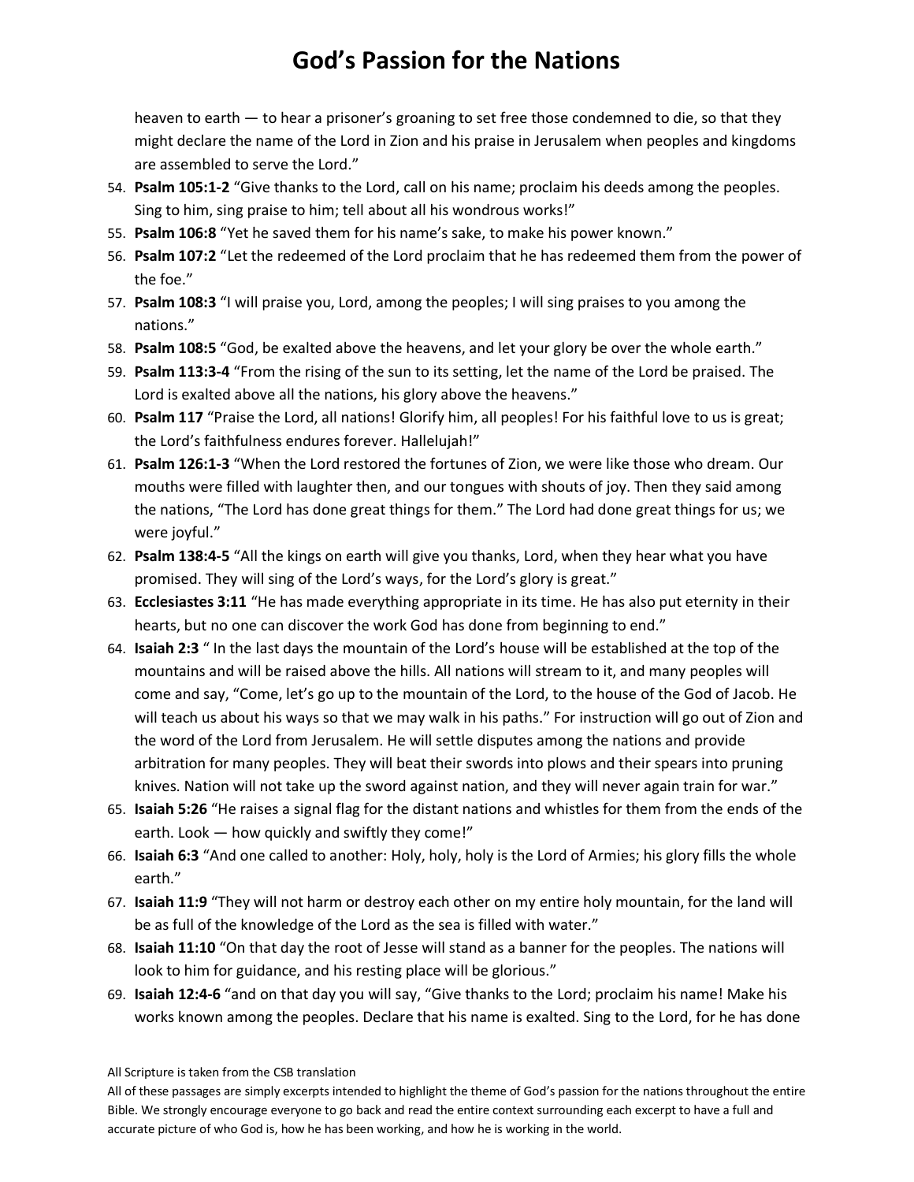heaven to earth — to hear a prisoner's groaning to set free those condemned to die, so that they might declare the name of the Lord in Zion and his praise in Jerusalem when peoples and kingdoms are assembled to serve the Lord."

54. **Psalm 105:1-2** "Give thanks to the Lord, call on his name; proclaim his deeds among the peoples. Sing to him, sing praise to him; tell about all his wondrous works!"
55. **Psalm 106:8** "Yet he saved them for his name's sake, to make his power known."
56. **Psalm 107:2** "Let the redeemed of the Lord proclaim that he has redeemed them from the power of the foe."
57. **Psalm 108:3** "I will praise you, Lord, among the peoples; I will sing praises to you among the nations."
58. **Psalm 108:5** "God, be exalted above the heavens, and let your glory be over the whole earth."
59. **Psalm 113:3-4** "From the rising of the sun to its setting, let the name of the Lord be praised. The Lord is exalted above all the nations, his glory above the heavens."
60. **Psalm 117** "Praise the Lord, all nations! Glorify him, all peoples! For his faithful love to us is great; the Lord's faithfulness endures forever. Hallelujah!"
61. **Psalm 126:1-3** "When the Lord restored the fortunes of Zion, we were like those who dream. Our mouths were filled with laughter then, and our tongues with shouts of joy. Then they said among the nations, "The Lord has done great things for them." The Lord had done great things for us; we were joyful."
62. **Psalm 138:4-5** "All the kings on earth will give you thanks, Lord, when they hear what you have promised. They will sing of the Lord's ways, for the Lord's glory is great."
63. **Ecclesiastes 3:11** "He has made everything appropriate in its time. He has also put eternity in their hearts, but no one can discover the work God has done from beginning to end."
64. **Isaiah 2:3** " In the last days the mountain of the Lord's house will be established at the top of the mountains and will be raised above the hills. All nations will stream to it, and many peoples will come and say, "Come, let's go up to the mountain of the Lord, to the house of the God of Jacob. He will teach us about his ways so that we may walk in his paths." For instruction will go out of Zion and the word of the Lord from Jerusalem. He will settle disputes among the nations and provide arbitration for many peoples. They will beat their swords into plows and their spears into pruning knives. Nation will not take up the sword against nation, and they will never again train for war."
65. **Isaiah 5:26** "He raises a signal flag for the distant nations and whistles for them from the ends of the earth. Look — how quickly and swiftly they come!"
66. **Isaiah 6:3** "And one called to another: Holy, holy, holy is the Lord of Armies; his glory fills the whole earth."
67. **Isaiah 11:9** "They will not harm or destroy each other on my entire holy mountain, for the land will be as full of the knowledge of the Lord as the sea is filled with water."
68. **Isaiah 11:10** "On that day the root of Jesse will stand as a banner for the peoples. The nations will look to him for guidance, and his resting place will be glorious."
69. **Isaiah 12:4-6** "and on that day you will say, "Give thanks to the Lord; proclaim his name! Make his works known among the peoples. Declare that his name is exalted. Sing to the Lord, for he has done

All Scripture is taken from the CSB translation
All of these passages are simply excerpts intended to highlight the theme of God's passion for the nations throughout the entire Bible. We strongly encourage everyone to go back and read the entire context surrounding each excerpt to have a full and accurate picture of who God is, how he has been working, and how he is working in the world.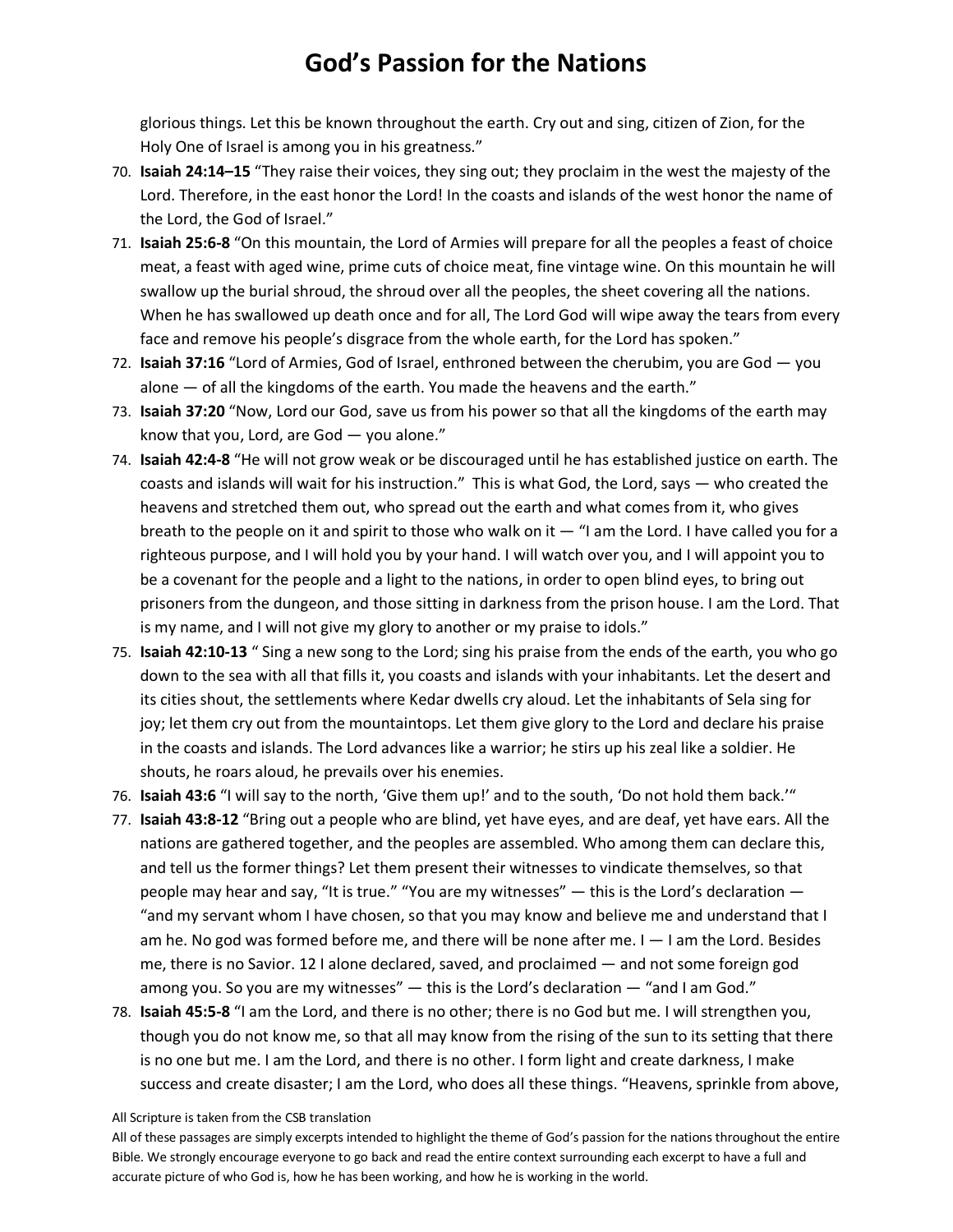glorious things. Let this be known throughout the earth. Cry out and sing, citizen of Zion, for the Holy One of Israel is among you in his greatness."

70. **Isaiah 24:14–15** "They raise their voices, they sing out; they proclaim in the west the majesty of the Lord. Therefore, in the east honor the Lord! In the coasts and islands of the west honor the name of the Lord, the God of Israel."
71. **Isaiah 25:6-8** "On this mountain, the Lord of Armies will prepare for all the peoples a feast of choice meat, a feast with aged wine, prime cuts of choice meat, fine vintage wine. On this mountain he will swallow up the burial shroud, the shroud over all the peoples, the sheet covering all the nations. When he has swallowed up death once and for all, The Lord God will wipe away the tears from every face and remove his people's disgrace from the whole earth, for the Lord has spoken."
72. **Isaiah 37:16** "Lord of Armies, God of Israel, enthroned between the cherubim, you are God — you alone — of all the kingdoms of the earth. You made the heavens and the earth."
73. **Isaiah 37:20** "Now, Lord our God, save us from his power so that all the kingdoms of the earth may know that you, Lord, are God — you alone."
74. **Isaiah 42:4-8** "He will not grow weak or be discouraged until he has established justice on earth. The coasts and islands will wait for his instruction." This is what God, the Lord, says — who created the heavens and stretched them out, who spread out the earth and what comes from it, who gives breath to the people on it and spirit to those who walk on it — "I am the Lord. I have called you for a righteous purpose, and I will hold you by your hand. I will watch over you, and I will appoint you to be a covenant for the people and a light to the nations, in order to open blind eyes, to bring out prisoners from the dungeon, and those sitting in darkness from the prison house. I am the Lord. That is my name, and I will not give my glory to another or my praise to idols."
75. **Isaiah 42:10-13** " Sing a new song to the Lord; sing his praise from the ends of the earth, you who go down to the sea with all that fills it, you coasts and islands with your inhabitants. Let the desert and its cities shout, the settlements where Kedar dwells cry aloud. Let the inhabitants of Sela sing for joy; let them cry out from the mountaintops. Let them give glory to the Lord and declare his praise in the coasts and islands. The Lord advances like a warrior; he stirs up his zeal like a soldier. He shouts, he roars aloud, he prevails over his enemies.
76. **Isaiah 43:6** "I will say to the north, 'Give them up!' and to the south, 'Do not hold them back.'"
77. **Isaiah 43:8-12** "Bring out a people who are blind, yet have eyes, and are deaf, yet have ears. All the nations are gathered together, and the peoples are assembled. Who among them can declare this, and tell us the former things? Let them present their witnesses to vindicate themselves, so that people may hear and say, "It is true." "You are my witnesses" — this is the Lord's declaration — "and my servant whom I have chosen, so that you may know and believe me and understand that I am he. No god was formed before me, and there will be none after me. I — I am the Lord. Besides me, there is no Savior. 12 I alone declared, saved, and proclaimed — and not some foreign god among you. So you are my witnesses" — this is the Lord's declaration — "and I am God."
78. **Isaiah 45:5-8** "I am the Lord, and there is no other; there is no God but me. I will strengthen you, though you do not know me, so that all may know from the rising of the sun to its setting that there is no one but me. I am the Lord, and there is no other. I form light and create darkness, I make success and create disaster; I am the Lord, who does all these things. "Heavens, sprinkle from above,

All Scripture is taken from the CSB translation

All of these passages are simply excerpts intended to highlight the theme of God's passion for the nations throughout the entire Bible. We strongly encourage everyone to go back and read the entire context surrounding each excerpt to have a full and accurate picture of who God is, how he has been working, and how he is working in the world.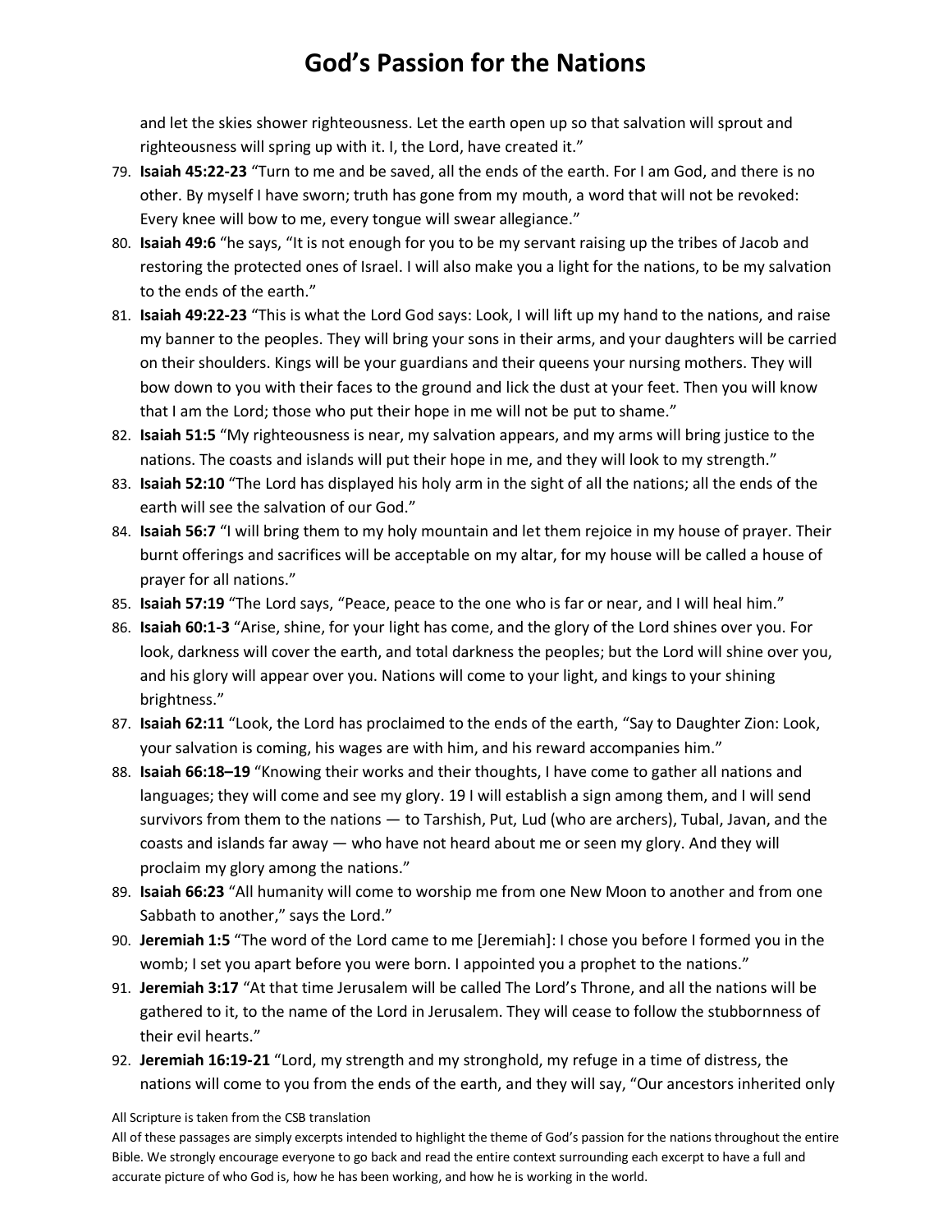and let the skies shower righteousness. Let the earth open up so that salvation will sprout and righteousness will spring up with it. I, the Lord, have created it."

79. **Isaiah 45:22-23** "Turn to me and be saved, all the ends of the earth. For I am God, and there is no other. By myself I have sworn; truth has gone from my mouth, a word that will not be revoked: Every knee will bow to me, every tongue will swear allegiance."
80. **Isaiah 49:6** "he says, "It is not enough for you to be my servant raising up the tribes of Jacob and restoring the protected ones of Israel. I will also make you a light for the nations, to be my salvation to the ends of the earth."
81. **Isaiah 49:22-23** "This is what the Lord God says: Look, I will lift up my hand to the nations, and raise my banner to the peoples. They will bring your sons in their arms, and your daughters will be carried on their shoulders. Kings will be your guardians and their queens your nursing mothers. They will bow down to you with their faces to the ground and lick the dust at your feet. Then you will know that I am the Lord; those who put their hope in me will not be put to shame."
82. **Isaiah 51:5** "My righteousness is near, my salvation appears, and my arms will bring justice to the nations. The coasts and islands will put their hope in me, and they will look to my strength."
83. **Isaiah 52:10** "The Lord has displayed his holy arm in the sight of all the nations; all the ends of the earth will see the salvation of our God."
84. **Isaiah 56:7** "I will bring them to my holy mountain and let them rejoice in my house of prayer. Their burnt offerings and sacrifices will be acceptable on my altar, for my house will be called a house of prayer for all nations."
85. **Isaiah 57:19** "The Lord says, "Peace, peace to the one who is far or near, and I will heal him."
86. **Isaiah 60:1-3** "Arise, shine, for your light has come, and the glory of the Lord shines over you. For look, darkness will cover the earth, and total darkness the peoples; but the Lord will shine over you, and his glory will appear over you. Nations will come to your light, and kings to your shining brightness."
87. **Isaiah 62:11** "Look, the Lord has proclaimed to the ends of the earth, "Say to Daughter Zion: Look, your salvation is coming, his wages are with him, and his reward accompanies him."
88. **Isaiah 66:18–19** "Knowing their works and their thoughts, I have come to gather all nations and languages; they will come and see my glory. 19 I will establish a sign among them, and I will send survivors from them to the nations — to Tarshish, Put, Lud (who are archers), Tubal, Javan, and the coasts and islands far away — who have not heard about me or seen my glory. And they will proclaim my glory among the nations."
89. **Isaiah 66:23** "All humanity will come to worship me from one New Moon to another and from one Sabbath to another," says the Lord."
90. **Jeremiah 1:5** "The word of the Lord came to me [Jeremiah]: I chose you before I formed you in the womb; I set you apart before you were born. I appointed you a prophet to the nations."
91. **Jeremiah 3:17** "At that time Jerusalem will be called The Lord's Throne, and all the nations will be gathered to it, to the name of the Lord in Jerusalem. They will cease to follow the stubbornness of their evil hearts."
92. **Jeremiah 16:19-21** "Lord, my strength and my stronghold, my refuge in a time of distress, the nations will come to you from the ends of the earth, and they will say, "Our ancestors inherited only

All Scripture is taken from the CSB translation

All of these passages are simply excerpts intended to highlight the theme of God's passion for the nations throughout the entire Bible. We strongly encourage everyone to go back and read the entire context surrounding each excerpt to have a full and accurate picture of who God is, how he has been working, and how he is working in the world.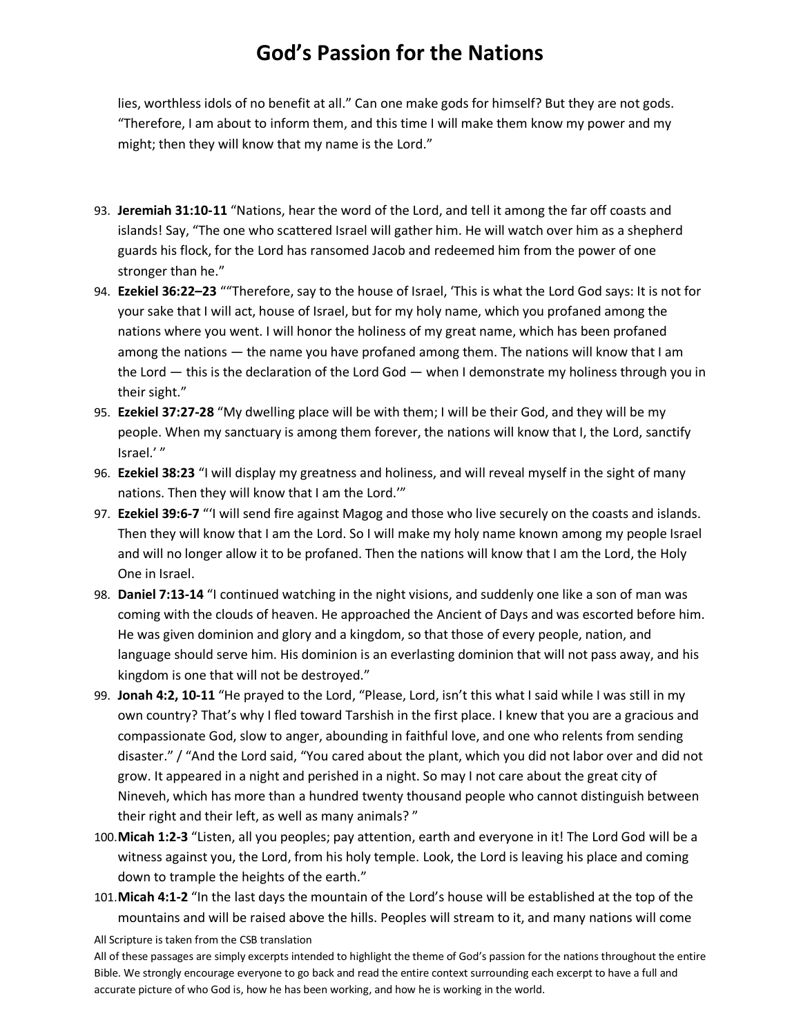lies, worthless idols of no benefit at all." Can one make gods for himself? But they are not gods. "Therefore, I am about to inform them, and this time I will make them know my power and my might; then they will know that my name is the Lord."

93. **Jeremiah 31:10-11** "Nations, hear the word of the Lord, and tell it among the far off coasts and islands! Say, "The one who scattered Israel will gather him. He will watch over him as a shepherd guards his flock, for the Lord has ransomed Jacob and redeemed him from the power of one stronger than he."
94. **Ezekiel 36:22–23** ""Therefore, say to the house of Israel, 'This is what the Lord God says: It is not for your sake that I will act, house of Israel, but for my holy name, which you profaned among the nations where you went. I will honor the holiness of my great name, which has been profaned among the nations — the name you have profaned among them. The nations will know that I am the Lord — this is the declaration of the Lord God — when I demonstrate my holiness through you in their sight."
95. **Ezekiel 37:27-28** "My dwelling place will be with them; I will be their God, and they will be my people. When my sanctuary is among them forever, the nations will know that I, the Lord, sanctify Israel.' "
96. **Ezekiel 38:23** "I will display my greatness and holiness, and will reveal myself in the sight of many nations. Then they will know that I am the Lord.'"
97. **Ezekiel 39:6-7** "'I will send fire against Magog and those who live securely on the coasts and islands. Then they will know that I am the Lord. So I will make my holy name known among my people Israel and will no longer allow it to be profaned. Then the nations will know that I am the Lord, the Holy One in Israel.
98. **Daniel 7:13-14** "I continued watching in the night visions, and suddenly one like a son of man was coming with the clouds of heaven. He approached the Ancient of Days and was escorted before him. He was given dominion and glory and a kingdom, so that those of every people, nation, and language should serve him. His dominion is an everlasting dominion that will not pass away, and his kingdom is one that will not be destroyed."
99. **Jonah 4:2, 10-11** "He prayed to the Lord, "Please, Lord, isn't this what I said while I was still in my own country? That's why I fled toward Tarshish in the first place. I knew that you are a gracious and compassionate God, slow to anger, abounding in faithful love, and one who relents from sending disaster." / "And the Lord said, "You cared about the plant, which you did not labor over and did not grow. It appeared in a night and perished in a night. So may I not care about the great city of Nineveh, which has more than a hundred twenty thousand people who cannot distinguish between their right and their left, as well as many animals? "
100. **Micah 1:2-3** "Listen, all you peoples; pay attention, earth and everyone in it! The Lord God will be a witness against you, the Lord, from his holy temple. Look, the Lord is leaving his place and coming down to trample the heights of the earth."
101. **Micah 4:1-2** "In the last days the mountain of the Lord's house will be established at the top of the mountains and will be raised above the hills. Peoples will stream to it, and many nations will come

All Scripture is taken from the CSB translation

All of these passages are simply excerpts intended to highlight the theme of God's passion for the nations throughout the entire Bible. We strongly encourage everyone to go back and read the entire context surrounding each excerpt to have a full and accurate picture of who God is, how he has been working, and how he is working in the world.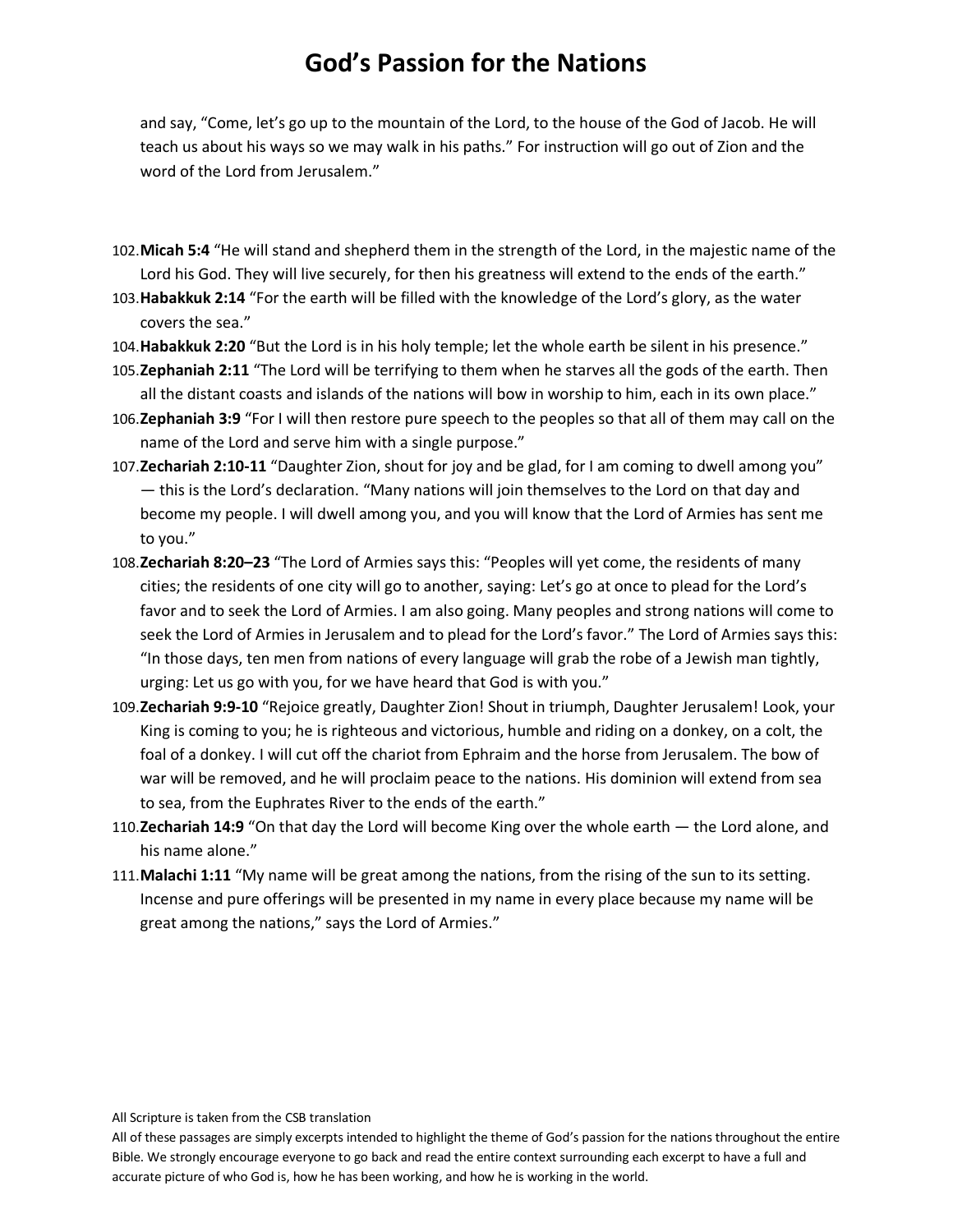and say, "Come, let's go up to the mountain of the Lord, to the house of the God of Jacob. He will teach us about his ways so we may walk in his paths." For instruction will go out of Zion and the word of the Lord from Jerusalem."

102. **Micah 5:4** "He will stand and shepherd them in the strength of the Lord, in the majestic name of the Lord his God. They will live securely, for then his greatness will extend to the ends of the earth."
103. **Habakkuk 2:14** "For the earth will be filled with the knowledge of the Lord's glory, as the water covers the sea."
104. **Habakkuk 2:20** "But the Lord is in his holy temple; let the whole earth be silent in his presence."
105. **Zephaniah 2:11** "The Lord will be terrifying to them when he starves all the gods of the earth. Then all the distant coasts and islands of the nations will bow in worship to him, each in its own place."
106. **Zephaniah 3:9** "For I will then restore pure speech to the peoples so that all of them may call on the name of the Lord and serve him with a single purpose."
107. **Zechariah 2:10-11** "Daughter Zion, shout for joy and be glad, for I am coming to dwell among you" — this is the Lord's declaration. "Many nations will join themselves to the Lord on that day and become my people. I will dwell among you, and you will know that the Lord of Armies has sent me to you."
108. **Zechariah 8:20–23** "The Lord of Armies says this: "Peoples will yet come, the residents of many cities; the residents of one city will go to another, saying: Let's go at once to plead for the Lord's favor and to seek the Lord of Armies. I am also going. Many peoples and strong nations will come to seek the Lord of Armies in Jerusalem and to plead for the Lord's favor." The Lord of Armies says this: "In those days, ten men from nations of every language will grab the robe of a Jewish man tightly, urging: Let us go with you, for we have heard that God is with you."
109. **Zechariah 9:9-10** "Rejoice greatly, Daughter Zion! Shout in triumph, Daughter Jerusalem! Look, your King is coming to you; he is righteous and victorious, humble and riding on a donkey, on a colt, the foal of a donkey. I will cut off the chariot from Ephraim and the horse from Jerusalem. The bow of war will be removed, and he will proclaim peace to the nations. His dominion will extend from sea to sea, from the Euphrates River to the ends of the earth."
110. **Zechariah 14:9** "On that day the Lord will become King over the whole earth — the Lord alone, and his name alone."
111. **Malachi 1:11** "My name will be great among the nations, from the rising of the sun to its setting. Incense and pure offerings will be presented in my name in every place because my name will be great among the nations," says the Lord of Armies."

All Scripture is taken from the CSB translation

All of these passages are simply excerpts intended to highlight the theme of God's passion for the nations throughout the entire Bible. We strongly encourage everyone to go back and read the entire context surrounding each excerpt to have a full and accurate picture of who God is, how he has been working, and how he is working in the world.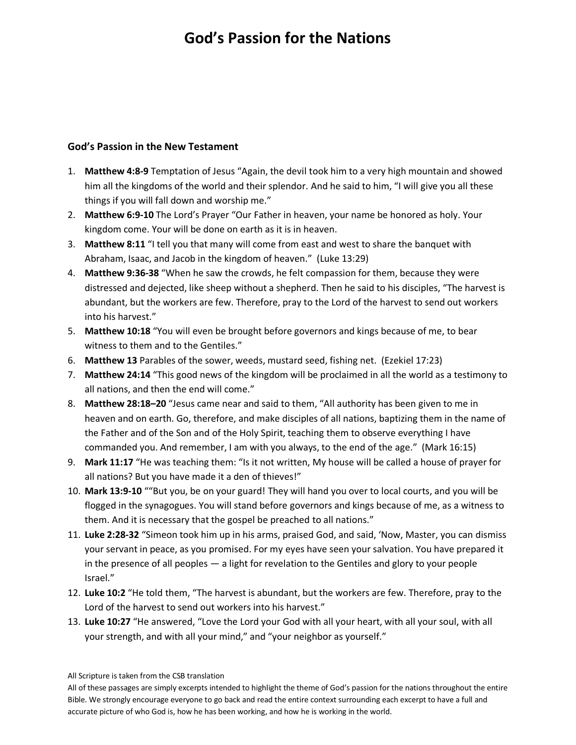# God's Passion for the Nations

### God's Passion in the New Testament

1. **Matthew 4:8-9** Temptation of Jesus "Again, the devil took him to a very high mountain and showed him all the kingdoms of the world and their splendor. And he said to him, "I will give you all these things if you will fall down and worship me."
2. **Matthew 6:9-10** The Lord's Prayer "Our Father in heaven, your name be honored as holy. Your kingdom come. Your will be done on earth as it is in heaven.
3. **Matthew 8:11** "I tell you that many will come from east and west to share the banquet with Abraham, Isaac, and Jacob in the kingdom of heaven." (Luke 13:29)
4. **Matthew 9:36-38** "When he saw the crowds, he felt compassion for them, because they were distressed and dejected, like sheep without a shepherd. Then he said to his disciples, "The harvest is abundant, but the workers are few. Therefore, pray to the Lord of the harvest to send out workers into his harvest."
5. **Matthew 10:18** "You will even be brought before governors and kings because of me, to bear witness to them and to the Gentiles."
6. **Matthew 13** Parables of the sower, weeds, mustard seed, fishing net. (Ezekiel 17:23)
7. **Matthew 24:14** "This good news of the kingdom will be proclaimed in all the world as a testimony to all nations, and then the end will come."
8. **Matthew 28:18–20** "Jesus came near and said to them, "All authority has been given to me in heaven and on earth. Go, therefore, and make disciples of all nations, baptizing them in the name of the Father and of the Son and of the Holy Spirit, teaching them to observe everything I have commanded you. And remember, I am with you always, to the end of the age." (Mark 16:15)
9. **Mark 11:17** "He was teaching them: "Is it not written, My house will be called a house of prayer for all nations? But you have made it a den of thieves!"
10. **Mark 13:9-10** ""But you, be on your guard! They will hand you over to local courts, and you will be flogged in the synagogues. You will stand before governors and kings because of me, as a witness to them. And it is necessary that the gospel be preached to all nations."
11. **Luke 2:28-32** "Simeon took him up in his arms, praised God, and said, 'Now, Master, you can dismiss your servant in peace, as you promised. For my eyes have seen your salvation. You have prepared it in the presence of all peoples — a light for revelation to the Gentiles and glory to your people Israel."
12. **Luke 10:2** "He told them, "The harvest is abundant, but the workers are few. Therefore, pray to the Lord of the harvest to send out workers into his harvest."
13. **Luke 10:27** "He answered, "Love the Lord your God with all your heart, with all your soul, with all your strength, and with all your mind," and "your neighbor as yourself."

All Scripture is taken from the CSB translation

All of these passages are simply excerpts intended to highlight the theme of God's passion for the nations throughout the entire Bible. We strongly encourage everyone to go back and read the entire context surrounding each excerpt to have a full and accurate picture of who God is, how he has been working, and how he is working in the world.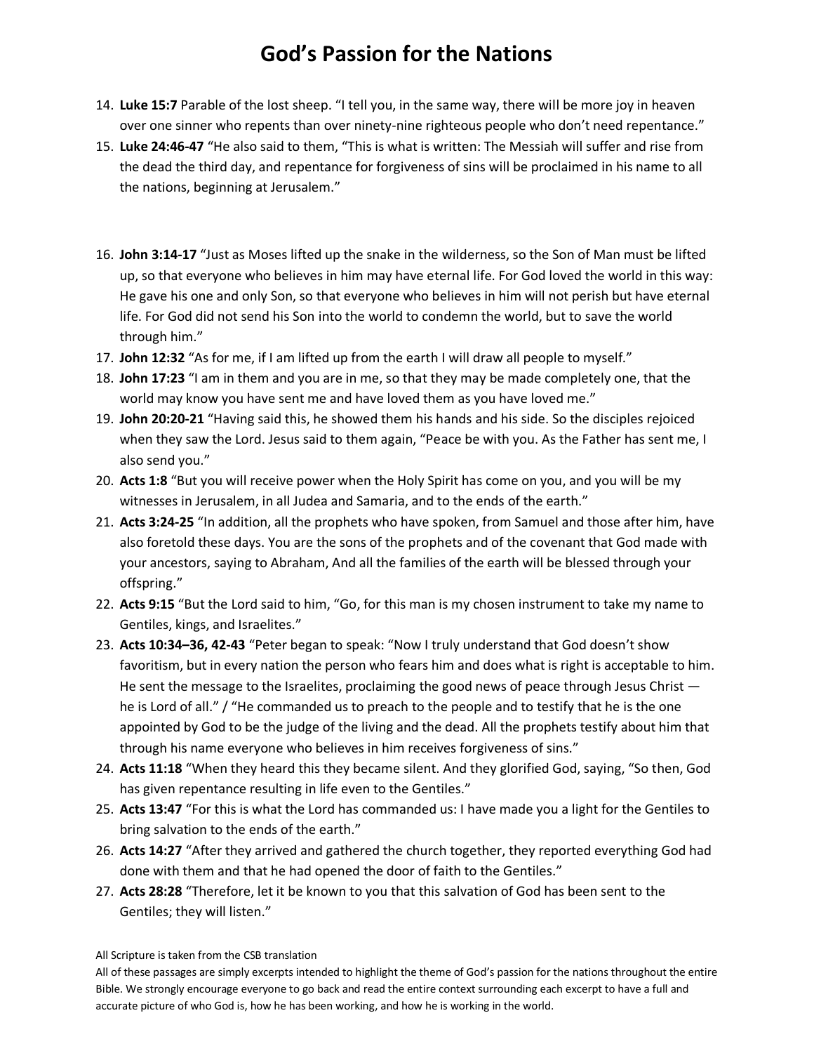# God's Passion for the Nations

14. **Luke 15:7** Parable of the lost sheep. "I tell you, in the same way, there will be more joy in heaven over one sinner who repents than over ninety-nine righteous people who don't need repentance."
15. **Luke 24:46-47** "He also said to them, "This is what is written: The Messiah will suffer and rise from the dead the third day, and repentance for forgiveness of sins will be proclaimed in his name to all the nations, beginning at Jerusalem."
16. **John 3:14-17** "Just as Moses lifted up the snake in the wilderness, so the Son of Man must be lifted up, so that everyone who believes in him may have eternal life. For God loved the world in this way: He gave his one and only Son, so that everyone who believes in him will not perish but have eternal life. For God did not send his Son into the world to condemn the world, but to save the world through him."
17. **John 12:32** "As for me, if I am lifted up from the earth I will draw all people to myself."
18. **John 17:23** "I am in them and you are in me, so that they may be made completely one, that the world may know you have sent me and have loved them as you have loved me."
19. **John 20:20-21** "Having said this, he showed them his hands and his side. So the disciples rejoiced when they saw the Lord. Jesus said to them again, "Peace be with you. As the Father has sent me, I also send you."
20. **Acts 1:8** "But you will receive power when the Holy Spirit has come on you, and you will be my witnesses in Jerusalem, in all Judea and Samaria, and to the ends of the earth."
21. **Acts 3:24-25** "In addition, all the prophets who have spoken, from Samuel and those after him, have also foretold these days. You are the sons of the prophets and of the covenant that God made with your ancestors, saying to Abraham, And all the families of the earth will be blessed through your offspring."
22. **Acts 9:15** "But the Lord said to him, "Go, for this man is my chosen instrument to take my name to Gentiles, kings, and Israelites."
23. **Acts 10:34–36, 42-43** "Peter began to speak: "Now I truly understand that God doesn't show favoritism, but in every nation the person who fears him and does what is right is acceptable to him. He sent the message to the Israelites, proclaiming the good news of peace through Jesus Christ — he is Lord of all." / "He commanded us to preach to the people and to testify that he is the one appointed by God to be the judge of the living and the dead. All the prophets testify about him that through his name everyone who believes in him receives forgiveness of sins."
24. **Acts 11:18** "When they heard this they became silent. And they glorified God, saying, "So then, God has given repentance resulting in life even to the Gentiles."
25. **Acts 13:47** "For this is what the Lord has commanded us: I have made you a light for the Gentiles to bring salvation to the ends of the earth."
26. **Acts 14:27** "After they arrived and gathered the church together, they reported everything God had done with them and that he had opened the door of faith to the Gentiles."
27. **Acts 28:28** "Therefore, let it be known to you that this salvation of God has been sent to the Gentiles; they will listen."

All Scripture is taken from the CSB translation

All of these passages are simply excerpts intended to highlight the theme of God's passion for the nations throughout the entire Bible. We strongly encourage everyone to go back and read the entire context surrounding each excerpt to have a full and accurate picture of who God is, how he has been working, and how he is working in the world.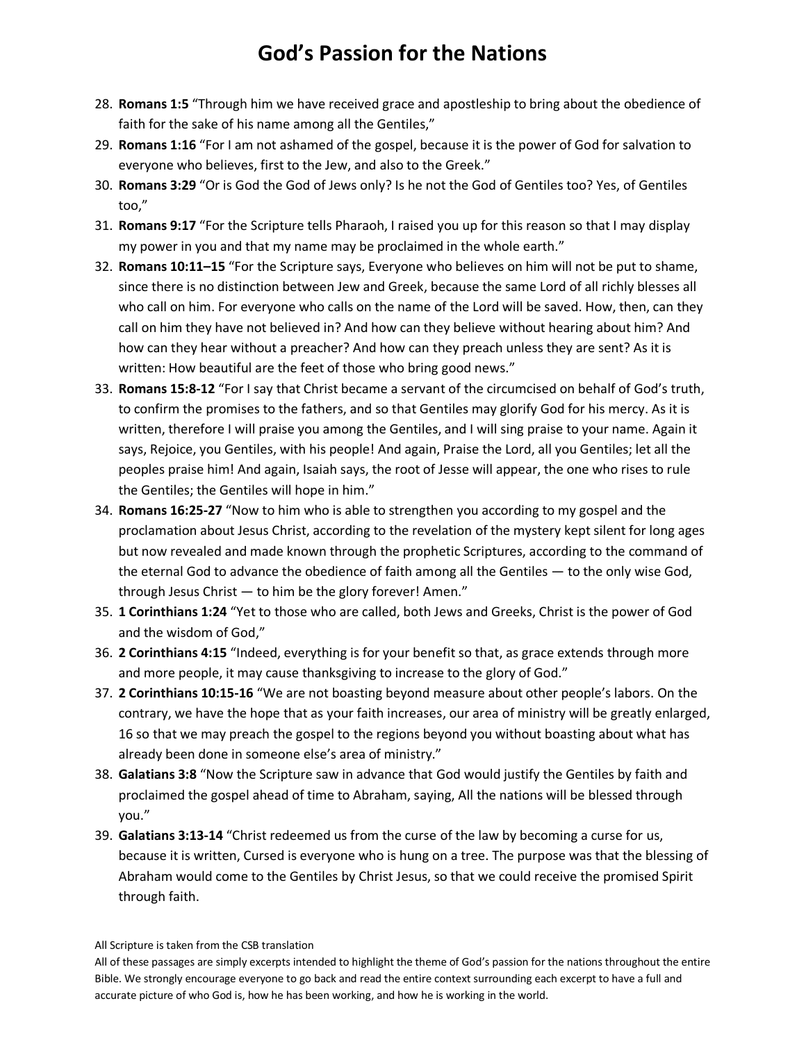# God's Passion for the Nations

28. **Romans 1:5** "Through him we have received grace and apostleship to bring about the obedience of faith for the sake of his name among all the Gentiles,"
29. **Romans 1:16** "For I am not ashamed of the gospel, because it is the power of God for salvation to everyone who believes, first to the Jew, and also to the Greek."
30. **Romans 3:29** "Or is God the God of Jews only? Is he not the God of Gentiles too? Yes, of Gentiles too,"
31. **Romans 9:17** "For the Scripture tells Pharaoh, I raised you up for this reason so that I may display my power in you and that my name may be proclaimed in the whole earth."
32. **Romans 10:11–15** "For the Scripture says, Everyone who believes on him will not be put to shame, since there is no distinction between Jew and Greek, because the same Lord of all richly blesses all who call on him. For everyone who calls on the name of the Lord will be saved. How, then, can they call on him they have not believed in? And how can they believe without hearing about him? And how can they hear without a preacher? And how can they preach unless they are sent? As it is written: How beautiful are the feet of those who bring good news."
33. **Romans 15:8-12** "For I say that Christ became a servant of the circumcised on behalf of God's truth, to confirm the promises to the fathers, and so that Gentiles may glorify God for his mercy. As it is written, therefore I will praise you among the Gentiles, and I will sing praise to your name. Again it says, Rejoice, you Gentiles, with his people! And again, Praise the Lord, all you Gentiles; let all the peoples praise him! And again, Isaiah says, the root of Jesse will appear, the one who rises to rule the Gentiles; the Gentiles will hope in him."
34. **Romans 16:25-27** "Now to him who is able to strengthen you according to my gospel and the proclamation about Jesus Christ, according to the revelation of the mystery kept silent for long ages but now revealed and made known through the prophetic Scriptures, according to the command of the eternal God to advance the obedience of faith among all the Gentiles — to the only wise God, through Jesus Christ — to him be the glory forever! Amen."
35. **1 Corinthians 1:24** "Yet to those who are called, both Jews and Greeks, Christ is the power of God and the wisdom of God,"
36. **2 Corinthians 4:15** "Indeed, everything is for your benefit so that, as grace extends through more and more people, it may cause thanksgiving to increase to the glory of God."
37. **2 Corinthians 10:15-16** "We are not boasting beyond measure about other people's labors. On the contrary, we have the hope that as your faith increases, our area of ministry will be greatly enlarged, 16 so that we may preach the gospel to the regions beyond you without boasting about what has already been done in someone else's area of ministry."
38. **Galatians 3:8** "Now the Scripture saw in advance that God would justify the Gentiles by faith and proclaimed the gospel ahead of time to Abraham, saying, All the nations will be blessed through you."
39. **Galatians 3:13-14** "Christ redeemed us from the curse of the law by becoming a curse for us, because it is written, Cursed is everyone who is hung on a tree. The purpose was that the blessing of Abraham would come to the Gentiles by Christ Jesus, so that we could receive the promised Spirit through faith.

All Scripture is taken from the CSB translation

All of these passages are simply excerpts intended to highlight the theme of God's passion for the nations throughout the entire Bible. We strongly encourage everyone to go back and read the entire context surrounding each excerpt to have a full and accurate picture of who God is, how he has been working, and how he is working in the world.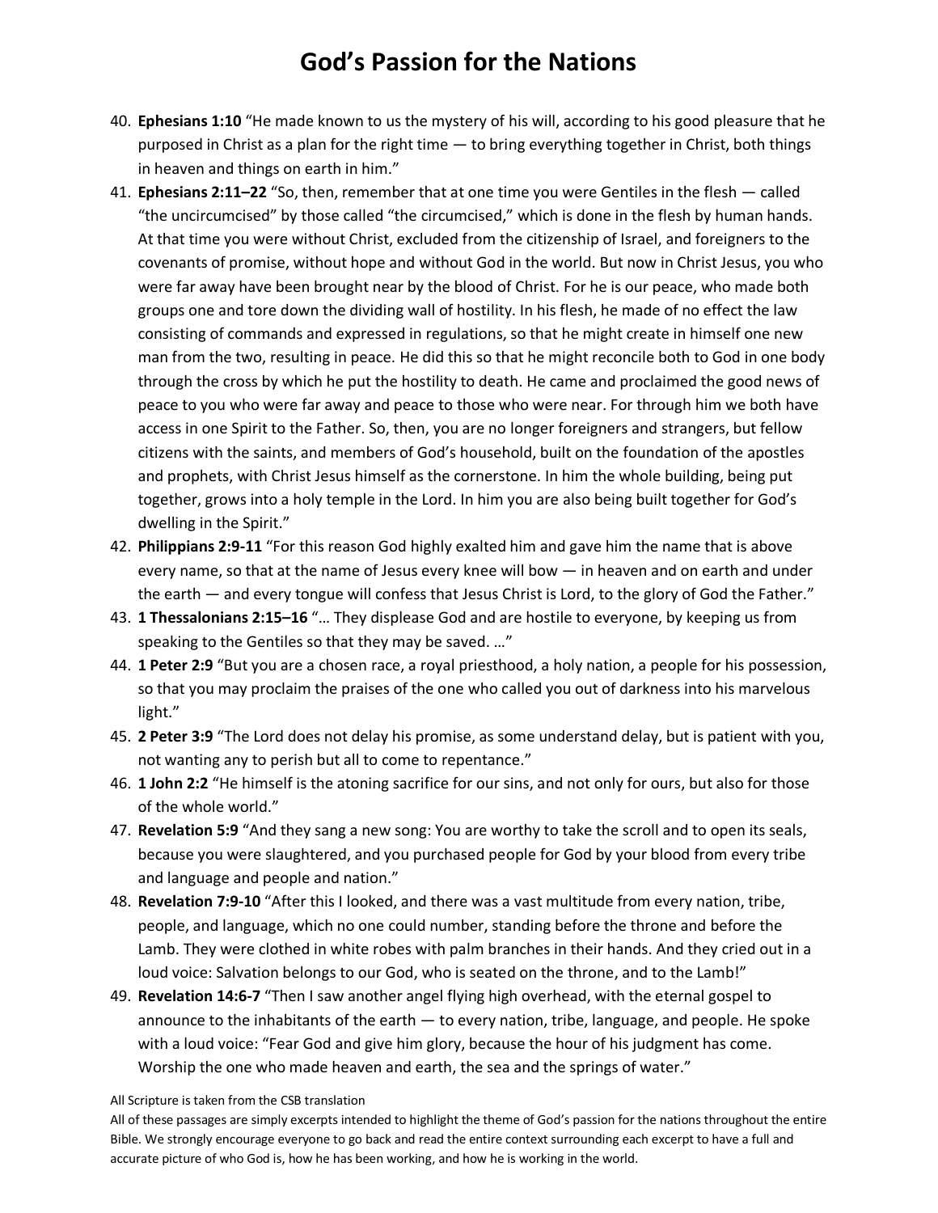# God's Passion for the Nations

40. **Ephesians 1:10** "He made known to us the mystery of his will, according to his good pleasure that he purposed in Christ as a plan for the right time — to bring everything together in Christ, both things in heaven and things on earth in him."
41. **Ephesians 2:11–22** "So, then, remember that at one time you were Gentiles in the flesh — called "the uncircumcised" by those called "the circumcised," which is done in the flesh by human hands. At that time you were without Christ, excluded from the citizenship of Israel, and foreigners to the covenants of promise, without hope and without God in the world. But now in Christ Jesus, you who were far away have been brought near by the blood of Christ. For he is our peace, who made both groups one and tore down the dividing wall of hostility. In his flesh, he made of no effect the law consisting of commands and expressed in regulations, so that he might create in himself one new man from the two, resulting in peace. He did this so that he might reconcile both to God in one body through the cross by which he put the hostility to death. He came and proclaimed the good news of peace to you who were far away and peace to those who were near. For through him we both have access in one Spirit to the Father. So, then, you are no longer foreigners and strangers, but fellow citizens with the saints, and members of God's household, built on the foundation of the apostles and prophets, with Christ Jesus himself as the cornerstone. In him the whole building, being put together, grows into a holy temple in the Lord. In him you are also being built together for God's dwelling in the Spirit."
42. **Philippians 2:9-11** "For this reason God highly exalted him and gave him the name that is above every name, so that at the name of Jesus every knee will bow — in heaven and on earth and under the earth — and every tongue will confess that Jesus Christ is Lord, to the glory of God the Father."
43. **1 Thessalonians 2:15–16** "… They displease God and are hostile to everyone, by keeping us from speaking to the Gentiles so that they may be saved. …"
44. **1 Peter 2:9** "But you are a chosen race, a royal priesthood, a holy nation, a people for his possession, so that you may proclaim the praises of the one who called you out of darkness into his marvelous light."
45. **2 Peter 3:9** "The Lord does not delay his promise, as some understand delay, but is patient with you, not wanting any to perish but all to come to repentance."
46. **1 John 2:2** "He himself is the atoning sacrifice for our sins, and not only for ours, but also for those of the whole world."
47. **Revelation 5:9** "And they sang a new song: You are worthy to take the scroll and to open its seals, because you were slaughtered, and you purchased people for God by your blood from every tribe and language and people and nation."
48. **Revelation 7:9-10** "After this I looked, and there was a vast multitude from every nation, tribe, people, and language, which no one could number, standing before the throne and before the Lamb. They were clothed in white robes with palm branches in their hands. And they cried out in a loud voice: Salvation belongs to our God, who is seated on the throne, and to the Lamb!"
49. **Revelation 14:6-7** "Then I saw another angel flying high overhead, with the eternal gospel to announce to the inhabitants of the earth — to every nation, tribe, language, and people. He spoke with a loud voice: "Fear God and give him glory, because the hour of his judgment has come. Worship the one who made heaven and earth, the sea and the springs of water."

All Scripture is taken from the CSB translation
All of these passages are simply excerpts intended to highlight the theme of God's passion for the nations throughout the entire Bible. We strongly encourage everyone to go back and read the entire context surrounding each excerpt to have a full and accurate picture of who God is, how he has been working, and how he is working in the world.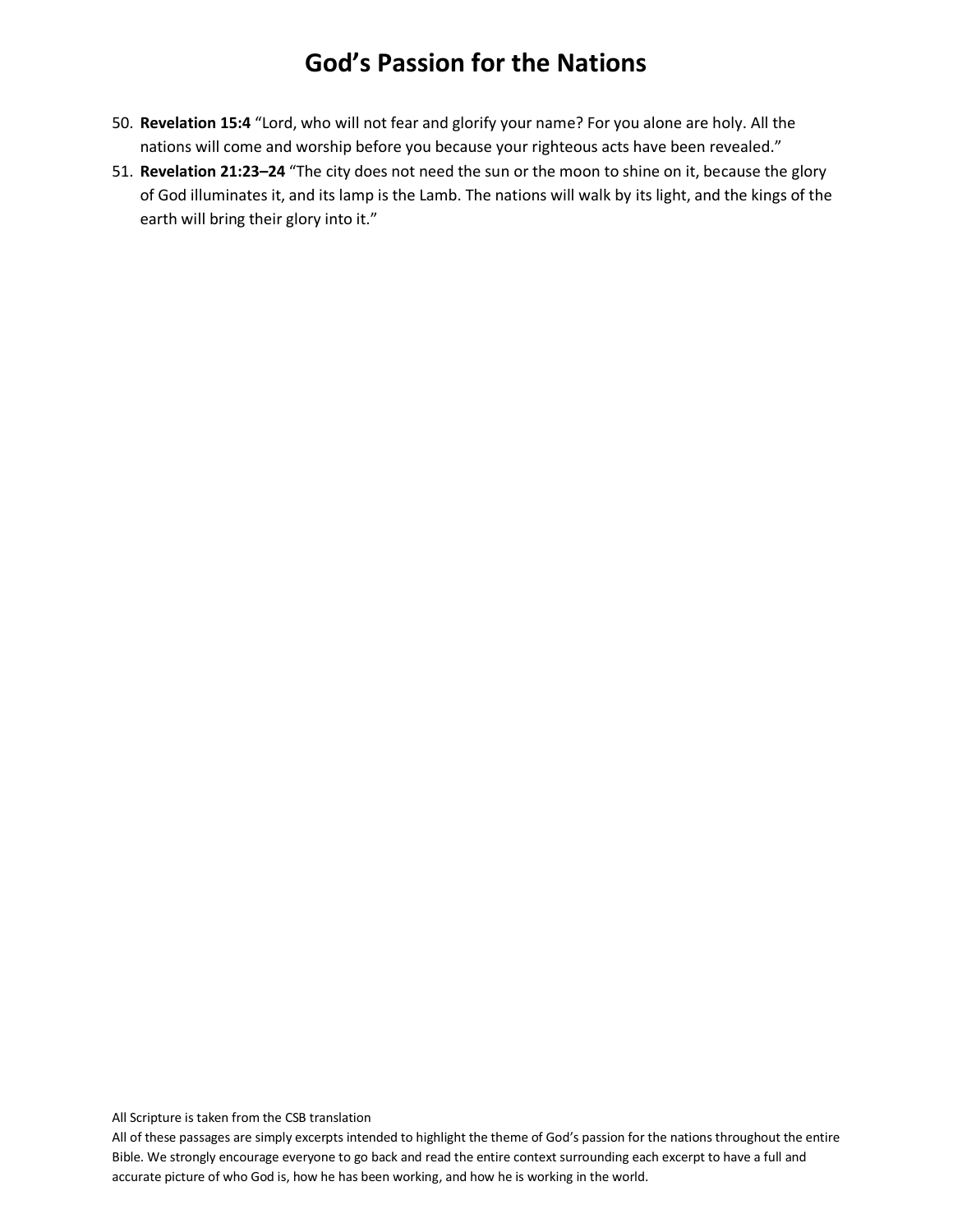# God's Passion for the Nations

50. **Revelation 15:4** "Lord, who will not fear and glorify your name? For you alone are holy. All the nations will come and worship before you because your righteous acts have been revealed."
51. **Revelation 21:23–24** "The city does not need the sun or the moon to shine on it, because the glory of God illuminates it, and its lamp is the Lamb. The nations will walk by its light, and the kings of the earth will bring their glory into it."

All Scripture is taken from the CSB translation
All of these passages are simply excerpts intended to highlight the theme of God's passion for the nations throughout the entire Bible. We strongly encourage everyone to go back and read the entire context surrounding each excerpt to have a full and accurate picture of who God is, how he has been working, and how he is working in the world.